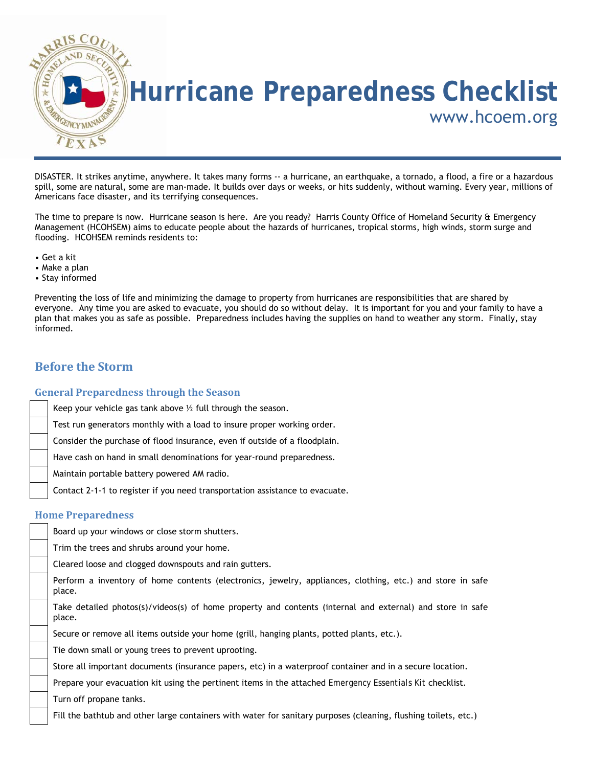# Hurricane Preparedness Checklist

www.hcoem.org

DISASTER. It strikes anytime, anywhere. It takes many forms -- a hurricane, an earthquake, a tornado, a flood, a fire or a hazardous spill, some are natural, some are man-made. It builds over days or weeks, or hits suddenly, without warning. Every year, millions of Americans face disaster, and its terrifying consequences.

The time to prepare is now. Hurricane season is here. Are you ready? Harris County Office of Homeland Security & Emergency Management (HCOHSEM) aims to educate people about the hazards of hurricanes, tropical storms, high winds, storm surge and flooding. HCOHSEM reminds residents to:

- Get a kit
- Make a plan
- Stay informed

Preventing the loss of life and minimizing the damage to property from hurricanes are responsibilities that are shared by everyone. Any time you are asked to evacuate, you should do so without delay. It is important for you and your family to have a plan that makes you as safe as possible. Preparedness includes having the supplies on hand to weather any storm. Finally, stay informed.

## Before the Storm

### General Preparedness through the Season

- [ ] Keep your vehicle gas tank above ½ full through the season.
- [ ] Test run generators monthly with a load to insure proper working order.
- [ ] Consider the purchase of flood insurance, even if outside of a floodplain.
- [ ] Have cash on hand in small denominations for year-round preparedness.
- [ ] Maintain portable battery powered AM radio.
- [ ] Contact 2-1-1 to register if you need transportation assistance to evacuate.

### Home Preparedness

- [ ] Board up your windows or close storm shutters.
- [ ] Trim the trees and shrubs around your home.
- [ ] Cleared loose and clogged downspouts and rain gutters.
- [ ] Perform a inventory of home contents (electronics, jewelry, appliances, clothing, etc.) and store in safe place.
- [ ] Take detailed photos(s)/videos(s) of home property and contents (internal and external) and store in safe place.
- [ ] Secure or remove all items outside your home (grill, hanging plants, potted plants, etc.).
- [ ] Tie down small or young trees to prevent uprooting.
- [ ] Store all important documents (insurance papers, etc) in a waterproof container and in a secure location.
- [ ] Prepare your evacuation kit using the pertinent items in the attached Emergency Essentials Kit checklist.
- [ ] Turn off propane tanks.
- [ ] Fill the bathtub and other large containers with water for sanitary purposes (cleaning, flushing toilets, etc.)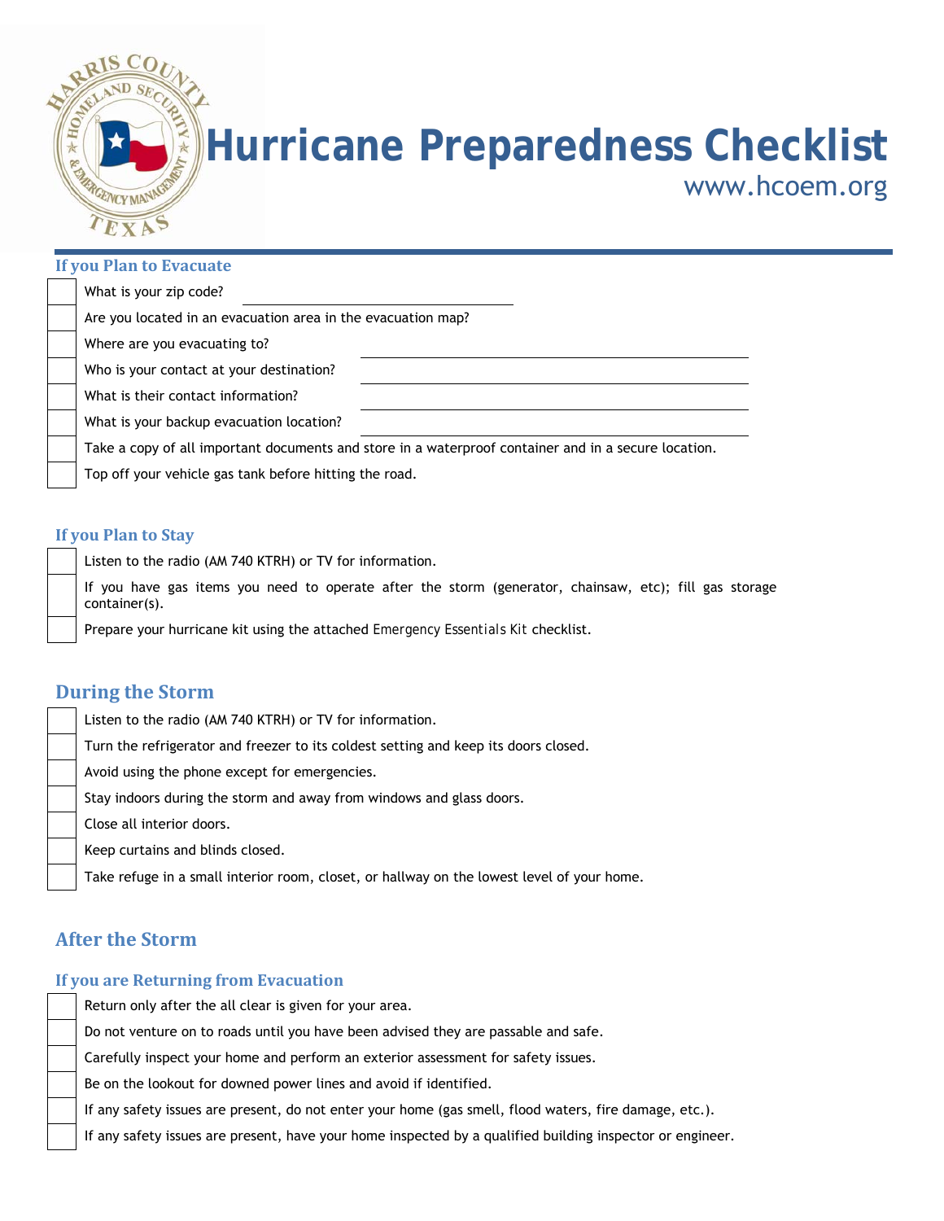# Hurricane Preparedness Checklist

www.hcoem.org

### If you Plan to Evacuate

- [ ] What is your zip code? ______________________
- [ ] Are you located in an evacuation area in the evacuation map?
- [ ] Where are you evacuating to? ______________________
- [ ] Who is your contact at your destination? ______________________
- [ ] What is their contact information? ______________________
- [ ] What is your backup evacuation location? ______________________
- [ ] Take a copy of all important documents and store in a waterproof container and in a secure location.
- [ ] Top off your vehicle gas tank before hitting the road.

### If you Plan to Stay

- [ ] Listen to the radio (AM 740 KTRH) or TV for information.
- [ ] If you have gas items you need to operate after the storm (generator, chainsaw, etc); fill gas storage container(s).
- [ ] Prepare your hurricane kit using the attached Emergency Essentials Kit checklist.

## During the Storm

- [ ] Listen to the radio (AM 740 KTRH) or TV for information.
- [ ] Turn the refrigerator and freezer to its coldest setting and keep its doors closed.
- [ ] Avoid using the phone except for emergencies.
- [ ] Stay indoors during the storm and away from windows and glass doors.
- [ ] Close all interior doors.
- [ ] Keep curtains and blinds closed.
- [ ] Take refuge in a small interior room, closet, or hallway on the lowest level of your home.

## After the Storm

### If you are Returning from Evacuation

- [ ] Return only after the all clear is given for your area.
- [ ] Do not venture on to roads until you have been advised they are passable and safe.
- [ ] Carefully inspect your home and perform an exterior assessment for safety issues.
- [ ] Be on the lookout for downed power lines and avoid if identified.
- [ ] If any safety issues are present, do not enter your home (gas smell, flood waters, fire damage, etc.).
- [ ] If any safety issues are present, have your home inspected by a qualified building inspector or engineer.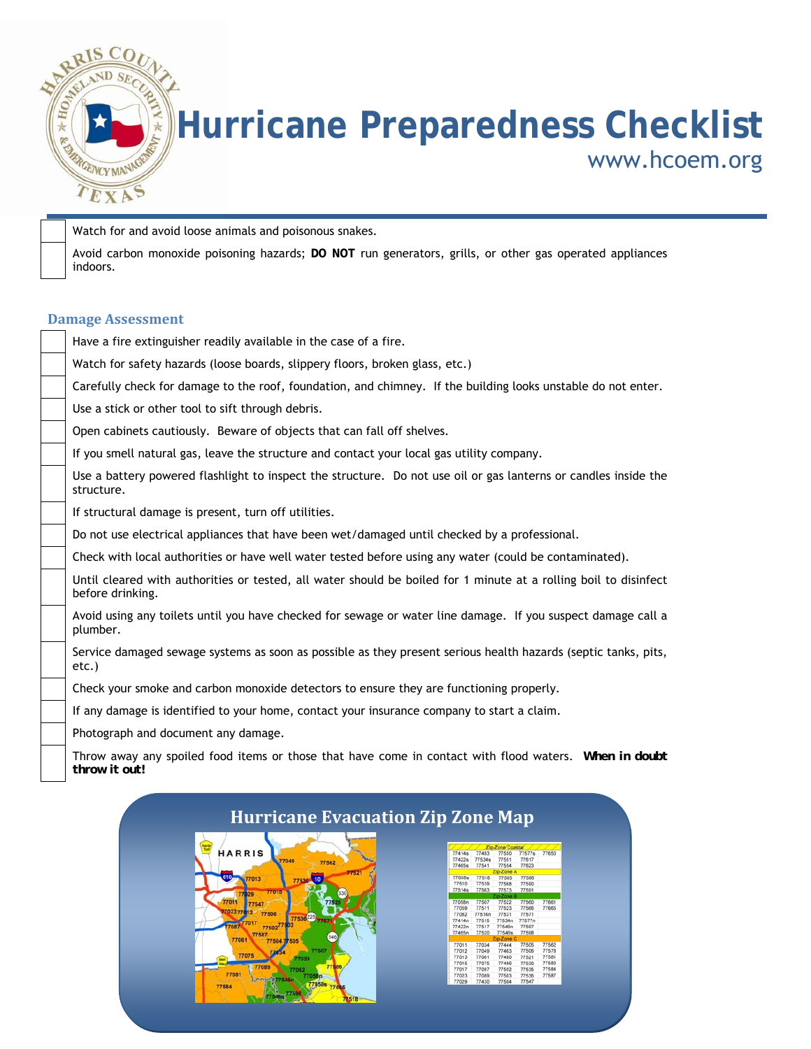# Hurricane Preparedness Checklist

www.hcoem.org

- [ ] Watch for and avoid loose animals and poisonous snakes.
- [ ] Avoid carbon monoxide poisoning hazards; **DO NOT** run generators, grills, or other gas operated appliances indoors.

## Damage Assessment

- [ ] Have a fire extinguisher readily available in the case of a fire.
- [ ] Watch for safety hazards (loose boards, slippery floors, broken glass, etc.)
- [ ] Carefully check for damage to the roof, foundation, and chimney. If the building looks unstable do not enter.
- [ ] Use a stick or other tool to sift through debris.
- [ ] Open cabinets cautiously. Beware of objects that can fall off shelves.
- [ ] If you smell natural gas, leave the structure and contact your local gas utility company.
- [ ] Use a battery powered flashlight to inspect the structure. Do not use oil or gas lanterns or candles inside the structure.
- [ ] If structural damage is present, turn off utilities.
- [ ] Do not use electrical appliances that have been wet/damaged until checked by a professional.
- [ ] Check with local authorities or have well water tested before using any water (could be contaminated).
- [ ] Until cleared with authorities or tested, all water should be boiled for 1 minute at a rolling boil to disinfect before drinking.
- [ ] Avoid using any toilets until you have checked for sewage or water line damage. If you suspect damage call a plumber.
- [ ] Service damaged sewage systems as soon as possible as they present serious health hazards (septic tanks, pits, etc.)
- [ ] Check your smoke and carbon monoxide detectors to ensure they are functioning properly.
- [ ] If any damage is identified to your home, contact your insurance company to start a claim.
- [ ] Photograph and document any damage.
- [ ] Throw away any spoiled food items or those that have come in contact with flood waters. **When in doubt throw it out!**

## Hurricane Evacuation Zip Zone Map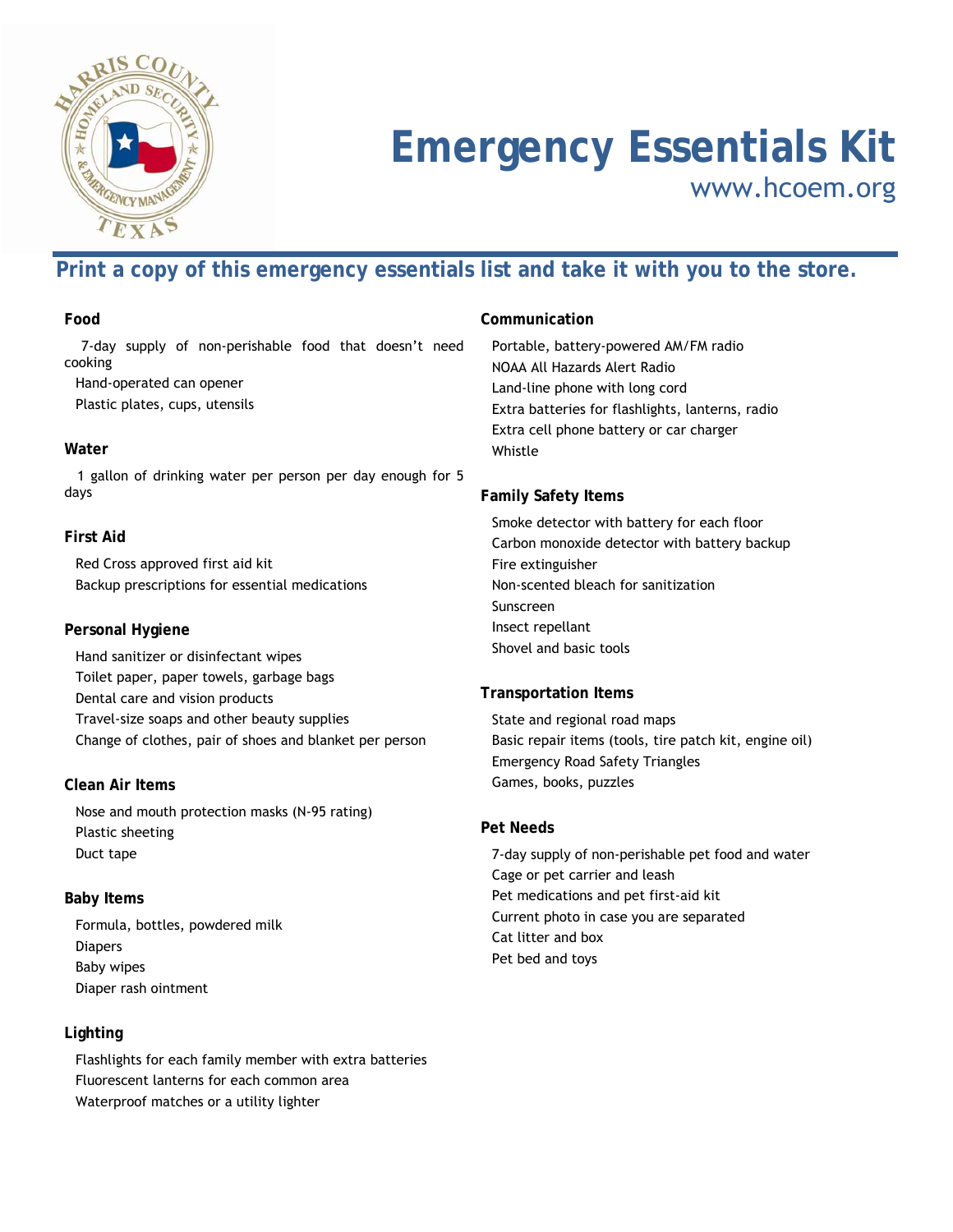# Emergency Essentials Kit

www.hcoem.org

## Print a copy of this emergency essentials list and take it with you to the store.

### Food

- 7-day supply of non-perishable food that doesn't need cooking
- Hand-operated can opener
- Plastic plates, cups, utensils

### Water

- 1 gallon of drinking water per person per day enough for 5 days

### First Aid

- Red Cross approved first aid kit
- Backup prescriptions for essential medications

### Personal Hygiene

- Hand sanitizer or disinfectant wipes
- Toilet paper, paper towels, garbage bags
- Dental care and vision products
- Travel-size soaps and other beauty supplies
- Change of clothes, pair of shoes and blanket per person

### Clean Air Items

- Nose and mouth protection masks (N-95 rating)
- Plastic sheeting
- Duct tape

### Baby Items

- Formula, bottles, powdered milk
- Diapers
- Baby wipes
- Diaper rash ointment

### Lighting

- Flashlights for each family member with extra batteries
- Fluorescent lanterns for each common area
- Waterproof matches or a utility lighter

### Communication

- Portable, battery-powered AM/FM radio
- NOAA All Hazards Alert Radio
- Land-line phone with long cord
- Extra batteries for flashlights, lanterns, radio
- Extra cell phone battery or car charger
- Whistle

### Family Safety Items

- Smoke detector with battery for each floor
- Carbon monoxide detector with battery backup
- Fire extinguisher
- Non-scented bleach for sanitization
- Sunscreen
- Insect repellant
- Shovel and basic tools

### Transportation Items

- State and regional road maps
- Basic repair items (tools, tire patch kit, engine oil)
- Emergency Road Safety Triangles
- Games, books, puzzles

### Pet Needs

- 7-day supply of non-perishable pet food and water
- Cage or pet carrier and leash
- Pet medications and pet first-aid kit
- Current photo in case you are separated
- Cat litter and box
- Pet bed and toys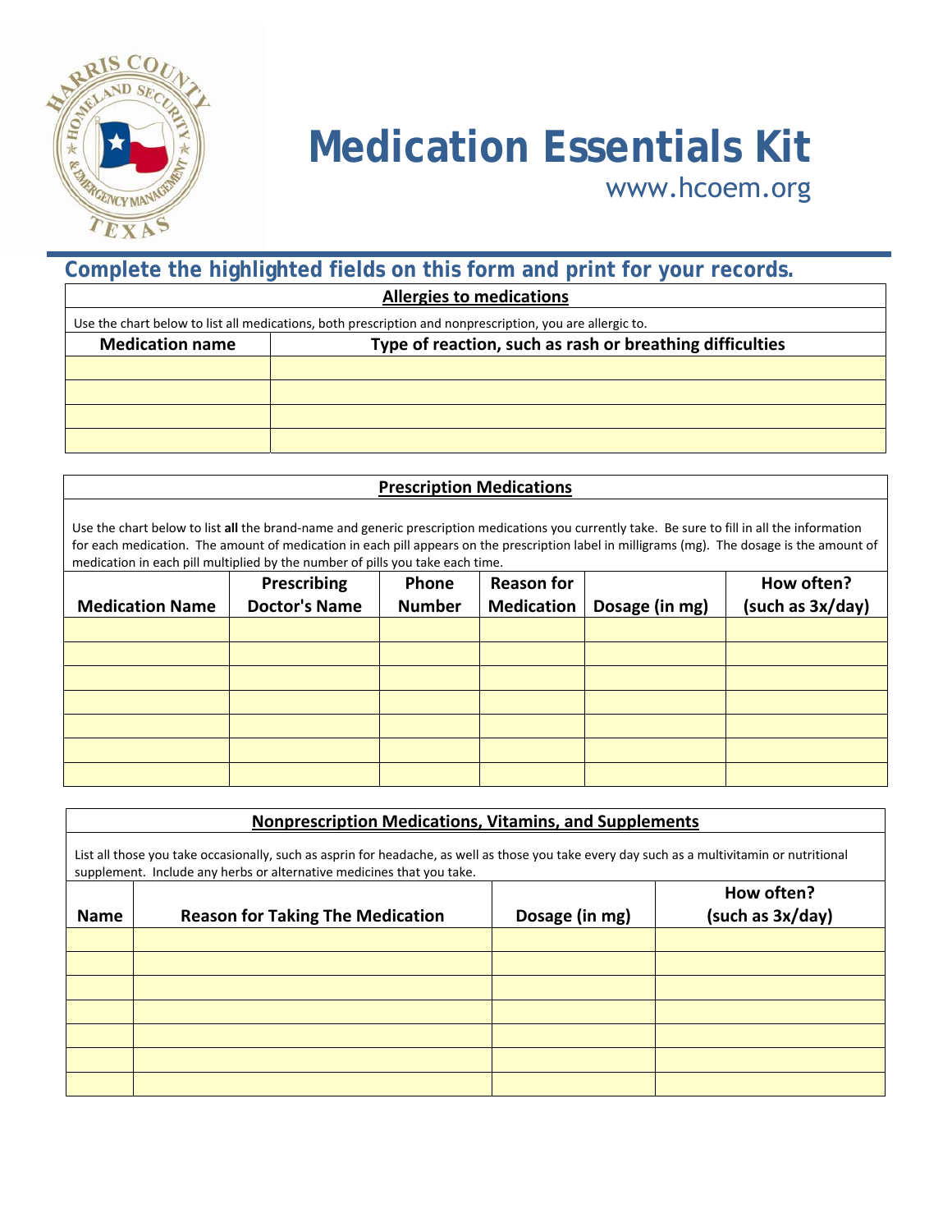# Medication Essentials Kit

www.hcoem.org

## Complete the highlighted fields on this form and print for your records.

### Allergies to medications

Use the chart below to list all medications, both prescription and nonprescription, you are allergic to.

| Medication name | Type of reaction, such as rash or breathing difficulties |
| --- | --- |
| | |
| | |
| | |
| | |

### Prescription Medications

Use the chart below to list **all** the brand-name and generic prescription medications you currently take. Be sure to fill in all the information for each medication. The amount of medication in each pill appears on the prescription label in milligrams (mg). The dosage is the amount of medication in each pill multiplied by the number of pills you take each time.

| Medication Name | Prescribing Doctor's Name | Phone Number | Reason for Medication | Dosage (in mg) | How often? (such as 3x/day) |
| --- | --- | --- | --- | --- | --- |
| | | | | | |
| | | | | | |
| | | | | | |
| | | | | | |
| | | | | | |
| | | | | | |
| | | | | | |

### Nonprescription Medications, Vitamins, and Supplements

List all those you take occasionally, such as asprin for headache, as well as those you take every day such as a multivitamin or nutritional supplement. Include any herbs or alternative medicines that you take.

| Name | Reason for Taking The Medication | Dosage (in mg) | How often? (such as 3x/day) |
| --- | --- | --- | --- |
| | | | |
| | | | |
| | | | |
| | | | |
| | | | |
| | | | |
| | | | |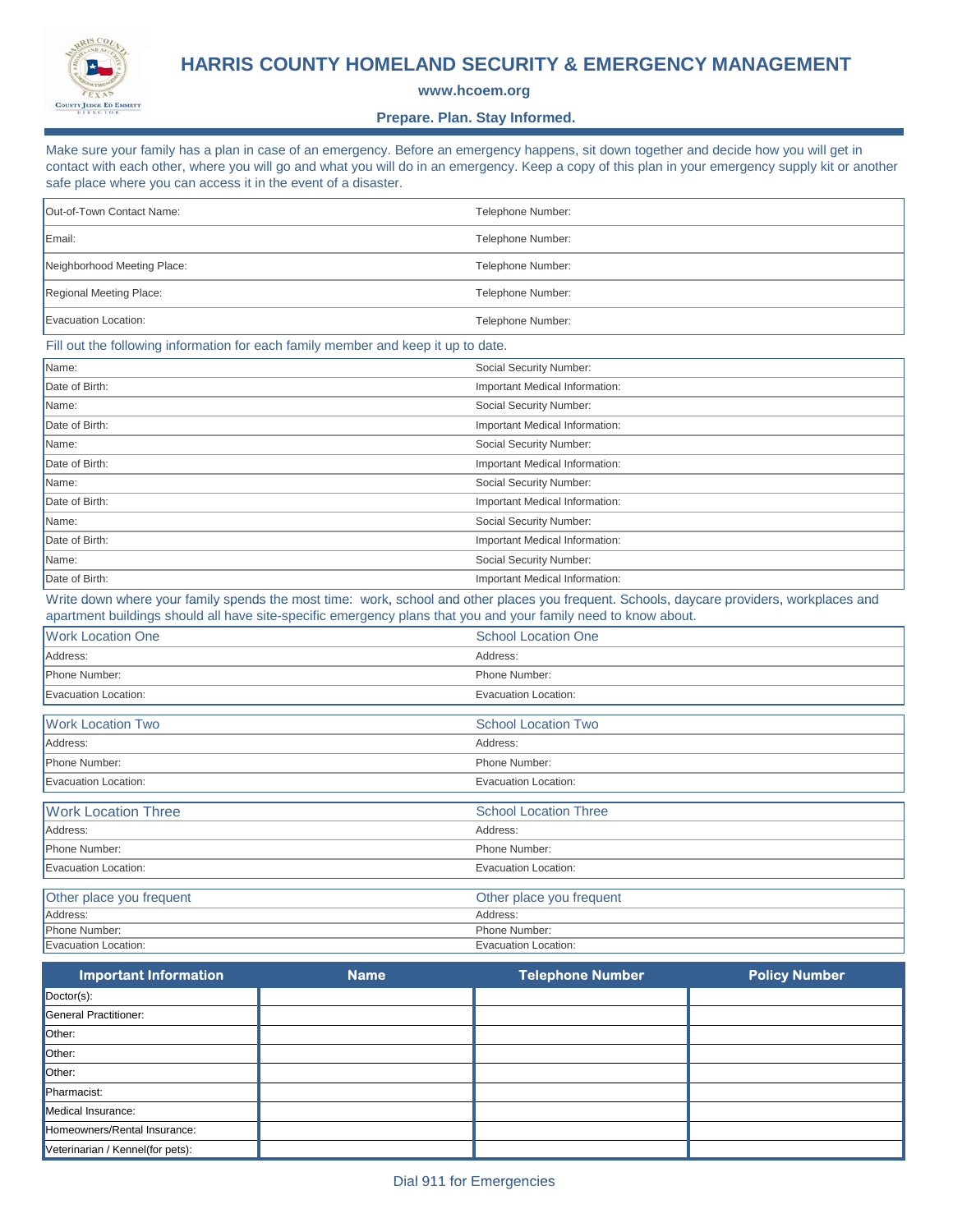# HARRIS COUNTY HOMELAND SECURITY & EMERGENCY MANAGEMENT

**www.hcoem.org**

**Prepare. Plan. Stay Informed.**

Make sure your family has a plan in case of an emergency. Before an emergency happens, sit down together and decide how you will get in contact with each other, where you will go and what you will do in an emergency. Keep a copy of this plan in your emergency supply kit or another safe place where you can access it in the event of a disaster.

| | |
|---|---|
| Out-of-Town Contact Name: | Telephone Number: |
| Email: | Telephone Number: |
| Neighborhood Meeting Place: | Telephone Number: |
| Regional Meeting Place: | Telephone Number: |
| Evacuation Location: | Telephone Number: |

Fill out the following information for each family member and keep it up to date.

| | |
|---|---|
| Name: | Social Security Number: |
| Date of Birth: | Important Medical Information: |
| Name: | Social Security Number: |
| Date of Birth: | Important Medical Information: |
| Name: | Social Security Number: |
| Date of Birth: | Important Medical Information: |
| Name: | Social Security Number: |
| Date of Birth: | Important Medical Information: |
| Name: | Social Security Number: |
| Date of Birth: | Important Medical Information: |
| Name: | Social Security Number: |
| Date of Birth: | Important Medical Information: |

Write down where your family spends the most time: work, school and other places you frequent. Schools, daycare providers, workplaces and apartment buildings should all have site-specific emergency plans that you and your family need to know about.

| Work Location One | School Location One |
|---|---|
| Address: | Address: |
| Phone Number: | Phone Number: |
| Evacuation Location: | Evacuation Location: |

| Work Location Two | School Location Two |
|---|---|
| Address: | Address: |
| Phone Number: | Phone Number: |
| Evacuation Location: | Evacuation Location: |

| Work Location Three | School Location Three |
|---|---|
| Address: | Address: |
| Phone Number: | Phone Number: |
| Evacuation Location: | Evacuation Location: |

| Other place you frequent | Other place you frequent |
|---|---|
| Address: | Address: |
| Phone Number: | Phone Number: |
| Evacuation Location: | Evacuation Location: |

| Important Information | Name | Telephone Number | Policy Number |
|---|---|---|---|
| Doctor(s): | | | |
| General Practitioner: | | | |
| Other: | | | |
| Other: | | | |
| Other: | | | |
| Pharmacist: | | | |
| Medical Insurance: | | | |
| Homeowners/Rental Insurance: | | | |
| Veterinarian / Kennel(for pets): | | | |

Dial 911 for Emergencies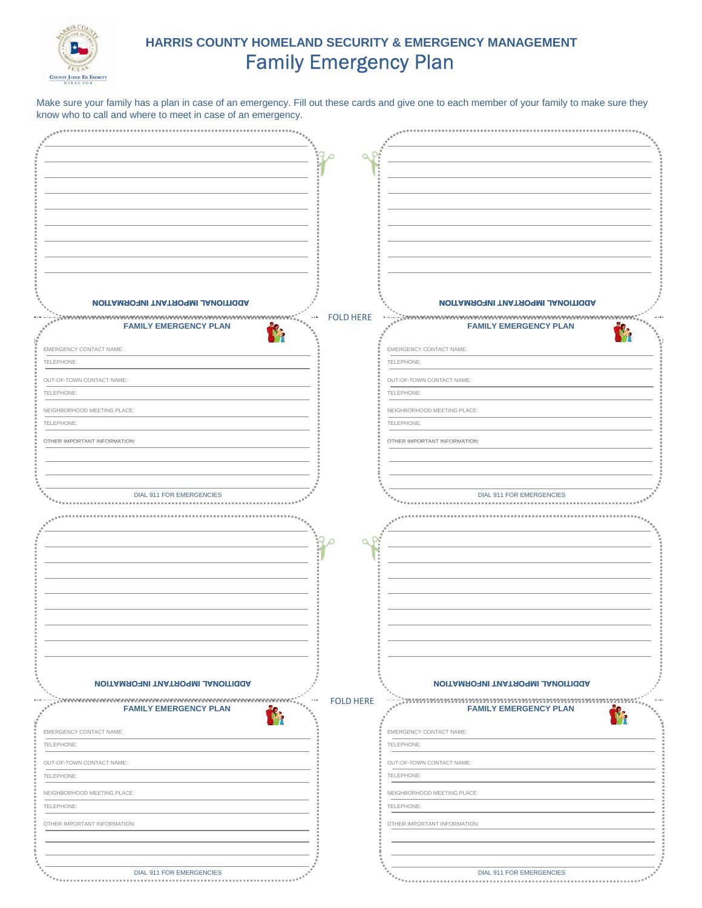## HARRIS COUNTY HOMELAND SECURITY & EMERGENCY MANAGEMENT

# Family Emergency Plan

Make sure your family has a plan in case of an emergency. Fill out these cards and give one to each member of your family to make sure they know who to call and where to meet in case of an emergency.

ADDITIONAL IMPORTANT INFORMATION

ADDITIONAL IMPORTANT INFORMATION

FOLD HERE

**FAMILY EMERGENCY PLAN**

EMERGENCY CONTACT NAME:

TELEPHONE:

OUT-OF-TOWN CONTACT NAME:

TELEPHONE:

NEIGHBORHOOD MEETING PLACE:

TELEPHONE:

OTHER IMPORTANT INFORMATION:

DIAL 911 FOR EMERGENCIES

**FAMILY EMERGENCY PLAN**

EMERGENCY CONTACT NAME:

TELEPHONE:

OUT-OF-TOWN CONTACT NAME:

TELEPHONE:

NEIGHBORHOOD MEETING PLACE:

TELEPHONE:

OTHER IMPORTANT INFORMATION:

DIAL 911 FOR EMERGENCIES

ADDITIONAL IMPORTANT INFORMATION

ADDITIONAL IMPORTANT INFORMATION

FOLD HERE

**FAMILY EMERGENCY PLAN**

EMERGENCY CONTACT NAME:

TELEPHONE:

OUT-OF-TOWN CONTACT NAME:

TELEPHONE:

NEIGHBORHOOD MEETING PLACE:

TELEPHONE:

OTHER IMPORTANT INFORMATION:

DIAL 911 FOR EMERGENCIES

**FAMILY EMERGENCY PLAN**

EMERGENCY CONTACT NAME:

TELEPHONE:

OUT-OF-TOWN CONTACT NAME:

TELEPHONE:

NEIGHBORHOOD MEETING PLACE:

TELEPHONE:

OTHER IMPORTANT INFORMATION:

DIAL 911 FOR EMERGENCIES